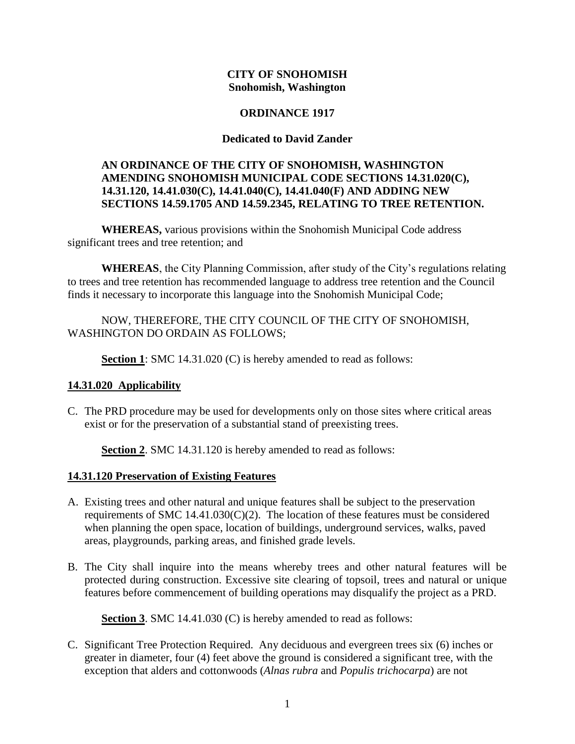**CITY OF SNOHOMISH**
**Snohomish, Washington**

**ORDINANCE 1917**

**Dedicated to David Zander**

**AN ORDINANCE OF THE CITY OF SNOHOMISH, WASHINGTON AMENDING SNOHOMISH MUNICIPAL CODE SECTIONS 14.31.020(C), 14.31.120, 14.41.030(C), 14.41.040(C), 14.41.040(F) AND ADDING NEW SECTIONS 14.59.1705 AND 14.59.2345, RELATING TO TREE RETENTION.**

**WHEREAS,** various provisions within the Snohomish Municipal Code address significant trees and tree retention; and

**WHEREAS**, the City Planning Commission, after study of the City's regulations relating to trees and tree retention has recommended language to address tree retention and the Council finds it necessary to incorporate this language into the Snohomish Municipal Code;

NOW, THEREFORE, THE CITY COUNCIL OF THE CITY OF SNOHOMISH, WASHINGTON DO ORDAIN AS FOLLOWS;

**Section 1**: SMC 14.31.020 (C) is hereby amended to read as follows:

**14.31.020 Applicability**

C. The PRD procedure may be used for developments only on those sites where critical areas exist or for the preservation of a substantial stand of preexisting trees.

**Section 2**. SMC 14.31.120 is hereby amended to read as follows:

**14.31.120 Preservation of Existing Features**

A. Existing trees and other natural and unique features shall be subject to the preservation requirements of SMC 14.41.030(C)(2). The location of these features must be considered when planning the open space, location of buildings, underground services, walks, paved areas, playgrounds, parking areas, and finished grade levels.

B. The City shall inquire into the means whereby trees and other natural features will be protected during construction. Excessive site clearing of topsoil, trees and natural or unique features before commencement of building operations may disqualify the project as a PRD.

**Section 3**. SMC 14.41.030 (C) is hereby amended to read as follows:

C. Significant Tree Protection Required. Any deciduous and evergreen trees six (6) inches or greater in diameter, four (4) feet above the ground is considered a significant tree, with the exception that alders and cottonwoods (*Alnas rubra* and *Populis trichocarpa*) are not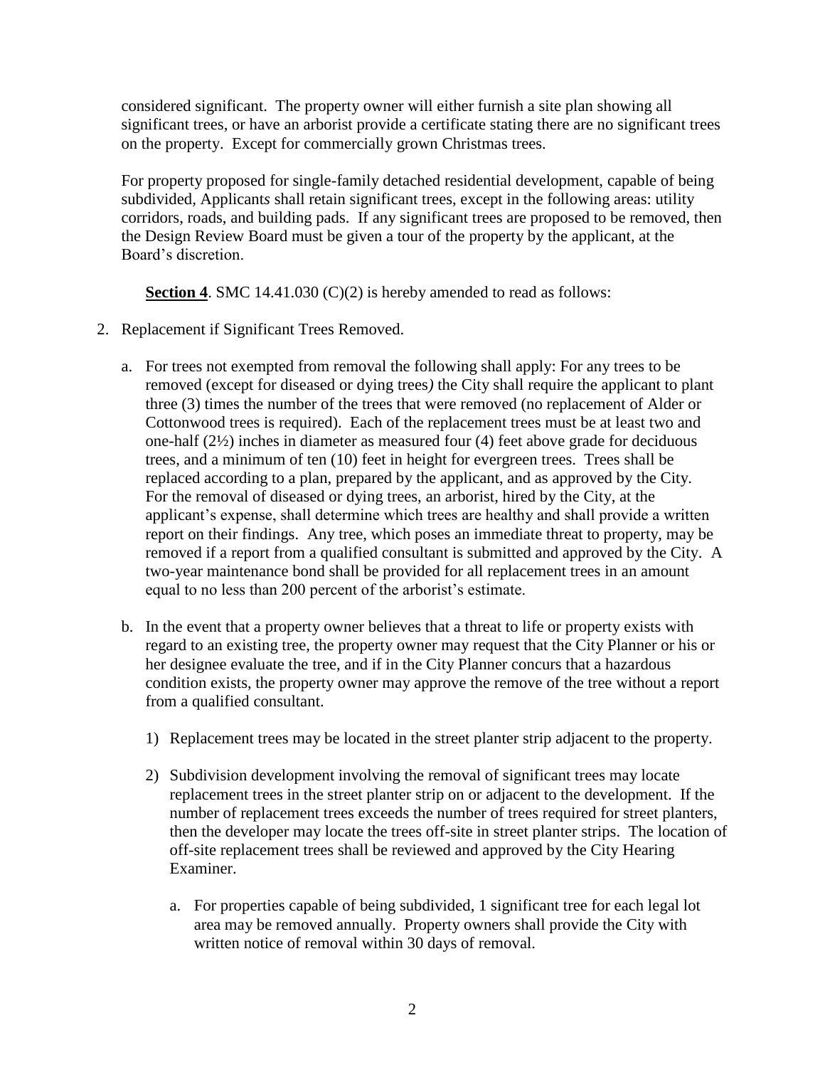considered significant. The property owner will either furnish a site plan showing all significant trees, or have an arborist provide a certificate stating there are no significant trees on the property. Except for commercially grown Christmas trees.

For property proposed for single-family detached residential development, capable of being subdivided, Applicants shall retain significant trees, except in the following areas: utility corridors, roads, and building pads. If any significant trees are proposed to be removed, then the Design Review Board must be given a tour of the property by the applicant, at the Board's discretion.

**Section 4**. SMC 14.41.030 (C)(2) is hereby amended to read as follows:

2. Replacement if Significant Trees Removed.

   a. For trees not exempted from removal the following shall apply: For any trees to be removed (except for diseased or dying trees) the City shall require the applicant to plant three (3) times the number of the trees that were removed (no replacement of Alder or Cottonwood trees is required). Each of the replacement trees must be at least two and one-half (2½) inches in diameter as measured four (4) feet above grade for deciduous trees, and a minimum of ten (10) feet in height for evergreen trees. Trees shall be replaced according to a plan, prepared by the applicant, and as approved by the City. For the removal of diseased or dying trees, an arborist, hired by the City, at the applicant's expense, shall determine which trees are healthy and shall provide a written report on their findings. Any tree, which poses an immediate threat to property, may be removed if a report from a qualified consultant is submitted and approved by the City. A two-year maintenance bond shall be provided for all replacement trees in an amount equal to no less than 200 percent of the arborist's estimate.

   b. In the event that a property owner believes that a threat to life or property exists with regard to an existing tree, the property owner may request that the City Planner or his or her designee evaluate the tree, and if in the City Planner concurs that a hazardous condition exists, the property owner may approve the remove of the tree without a report from a qualified consultant.

      1) Replacement trees may be located in the street planter strip adjacent to the property.

      2) Subdivision development involving the removal of significant trees may locate replacement trees in the street planter strip on or adjacent to the development. If the number of replacement trees exceeds the number of trees required for street planters, then the developer may locate the trees off-site in street planter strips. The location of off-site replacement trees shall be reviewed and approved by the City Hearing Examiner.

         a. For properties capable of being subdivided, 1 significant tree for each legal lot area may be removed annually. Property owners shall provide the City with written notice of removal within 30 days of removal.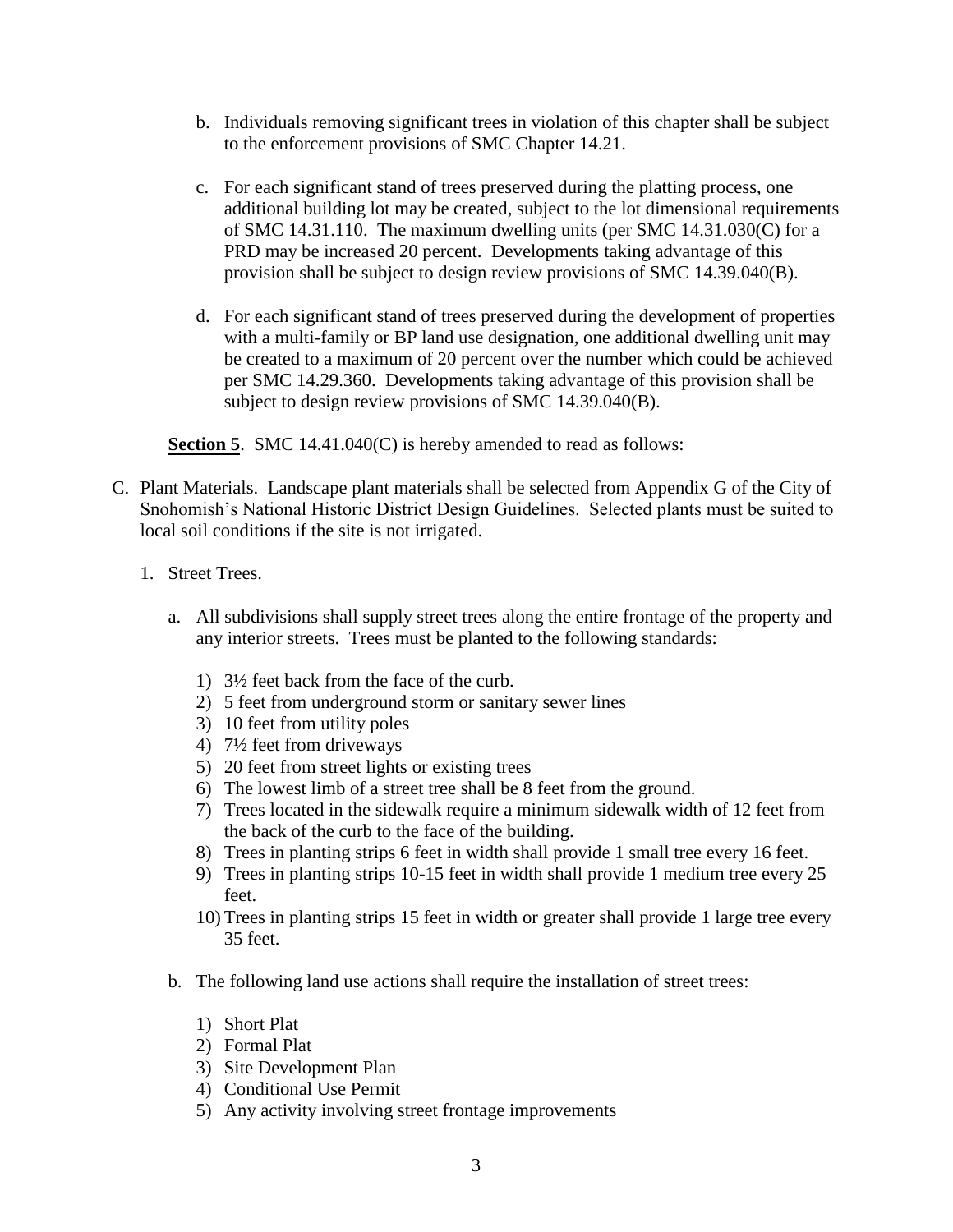b. Individuals removing significant trees in violation of this chapter shall be subject to the enforcement provisions of SMC Chapter 14.21.

c. For each significant stand of trees preserved during the platting process, one additional building lot may be created, subject to the lot dimensional requirements of SMC 14.31.110. The maximum dwelling units (per SMC 14.31.030(C) for a PRD may be increased 20 percent. Developments taking advantage of this provision shall be subject to design review provisions of SMC 14.39.040(B).

d. For each significant stand of trees preserved during the development of properties with a multi-family or BP land use designation, one additional dwelling unit may be created to a maximum of 20 percent over the number which could be achieved per SMC 14.29.360. Developments taking advantage of this provision shall be subject to design review provisions of SMC 14.39.040(B).

**Section 5**. SMC 14.41.040(C) is hereby amended to read as follows:

C. Plant Materials. Landscape plant materials shall be selected from Appendix G of the City of Snohomish's National Historic District Design Guidelines. Selected plants must be suited to local soil conditions if the site is not irrigated.

1. Street Trees.

   a. All subdivisions shall supply street trees along the entire frontage of the property and any interior streets. Trees must be planted to the following standards:

      1) 3½ feet back from the face of the curb.
      2) 5 feet from underground storm or sanitary sewer lines
      3) 10 feet from utility poles
      4) 7½ feet from driveways
      5) 20 feet from street lights or existing trees
      6) The lowest limb of a street tree shall be 8 feet from the ground.
      7) Trees located in the sidewalk require a minimum sidewalk width of 12 feet from the back of the curb to the face of the building.
      8) Trees in planting strips 6 feet in width shall provide 1 small tree every 16 feet.
      9) Trees in planting strips 10-15 feet in width shall provide 1 medium tree every 25 feet.
      10) Trees in planting strips 15 feet in width or greater shall provide 1 large tree every 35 feet.

   b. The following land use actions shall require the installation of street trees:

      1) Short Plat
      2) Formal Plat
      3) Site Development Plan
      4) Conditional Use Permit
      5) Any activity involving street frontage improvements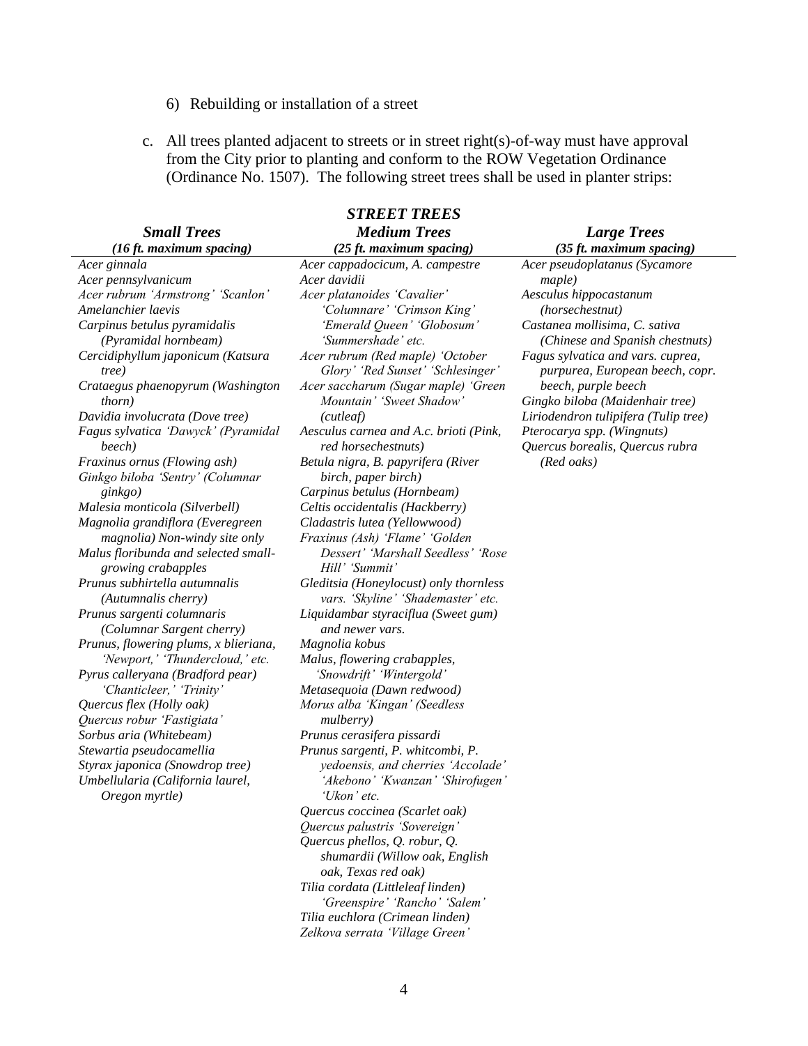6) Rebuilding or installation of a street

c. All trees planted adjacent to streets or in street right(s)-of-way must have approval from the City prior to planting and conform to the ROW Vegetation Ordinance (Ordinance No. 1507). The following street trees shall be used in planter strips:

***STREET TREES***

| ***Small Trees*** *(16 ft. maximum spacing)* | ***Medium Trees*** *(25 ft. maximum spacing)* | ***Large Trees*** *(35 ft. maximum spacing)* |
|---|---|---|
| *Acer ginnala* | *Acer cappadocicum, A. campestre* | *Acer pseudoplatanus (Sycamore maple)* |
| *Acer pennsylvanicum* | *Acer davidii* | *Aesculus hippocastanum (horsechestnut)* |
| *Acer rubrum 'Armstrong' 'Scanlon'* | *Acer platanoides 'Cavalier' 'Columnare' 'Crimson King' 'Emerald Queen' 'Globosum' 'Summershade' etc.* | *Castanea mollisima, C. sativa (Chinese and Spanish chestnuts)* |
| *Amelanchier laevis* | *Acer rubrum (Red maple) 'October Glory' 'Red Sunset' 'Schlesinger'* | *Fagus sylvatica and vars. cuprea, purpurea, European beech, copr. beech, purple beech* |
| *Carpinus betulus pyramidalis (Pyramidal hornbeam)* | *Acer saccharum (Sugar maple) 'Green Mountain' 'Sweet Shadow' (cutleaf)* | *Gingko biloba (Maidenhair tree)* |
| *Cercidiphyllum japonicum (Katsura tree)* | *Aesculus carnea and A.c. brioti (Pink, red horsechestnuts)* | *Liriodendron tulipifera (Tulip tree)* |
| *Crataegus phaenopyrum (Washington thorn)* | *Betula nigra, B. papyrifera (River birch, paper birch)* | *Pterocarya spp. (Wingnuts)* |
| *Davidia involucrata (Dove tree)* | *Carpinus betulus (Hornbeam)* | *Quercus borealis, Quercus rubra (Red oaks)* |
| *Fagus sylvatica 'Dawyck' (Pyramidal beech)* | *Celtis occidentalis (Hackberry)* | |
| *Fraxinus ornus (Flowing ash)* | *Cladastris lutea (Yellowwood)* | |
| *Ginkgo biloba 'Sentry' (Columnar ginkgo)* | *Fraxinus (Ash) 'Flame' 'Golden Dessert' 'Marshall Seedless' 'Rose Hill' 'Summit'* | |
| *Malesia monticola (Silverbell)* | *Gleditsia (Honeylocust) only thornless vars. 'Skyline' 'Shademaster' etc.* | |
| *Magnolia grandiflora (Everegreen magnolia) Non-windy site only* | *Liquidambar styraciflua (Sweet gum) and newer vars.* | |
| *Malus floribunda and selected small-growing crabapples* | *Magnolia kobus* | |
| *Prunus subhirtella autumnalis (Autumnalis cherry)* | *Malus, flowering crabapples, 'Snowdrift' 'Wintergold'* | |
| *Prunus sargenti columnaris (Columnar Sargent cherry)* | *Metasequoia (Dawn redwood)* | |
| *Prunus, flowering plums, x blieriana, 'Newport,' 'Thundercloud,' etc.* | *Morus alba 'Kingan' (Seedless mulberry)* | |
| *Pyrus calleryana (Bradford pear) 'Chanticleer,' 'Trinity'* | *Prunus cerasifera pissardi* | |
| *Quercus flex (Holly oak)* | *Prunus sargenti, P. whitcombi, P. yedoensis, and cherries 'Accolade' 'Akebono' 'Kwanzan' 'Shirofugen' 'Ukon' etc.* | |
| *Quercus robur 'Fastigiata'* | *Quercus coccinea (Scarlet oak)* | |
| *Sorbus aria (Whitebeam)* | *Quercus palustris 'Sovereign'* | |
| *Stewartia pseudocamellia* | *Quercus phellos, Q. robur, Q. shumardii (Willow oak, English oak, Texas red oak)* | |
| *Styrax japonica (Snowdrop tree)* | *Tilia cordata (Littleleaf linden) 'Greenspire' 'Rancho' 'Salem'* | |
| *Umbellularia (California laurel, Oregon myrtle)* | *Tilia euchlora (Crimean linden)* | |
| | *Zelkova serrata 'Village Green'* | |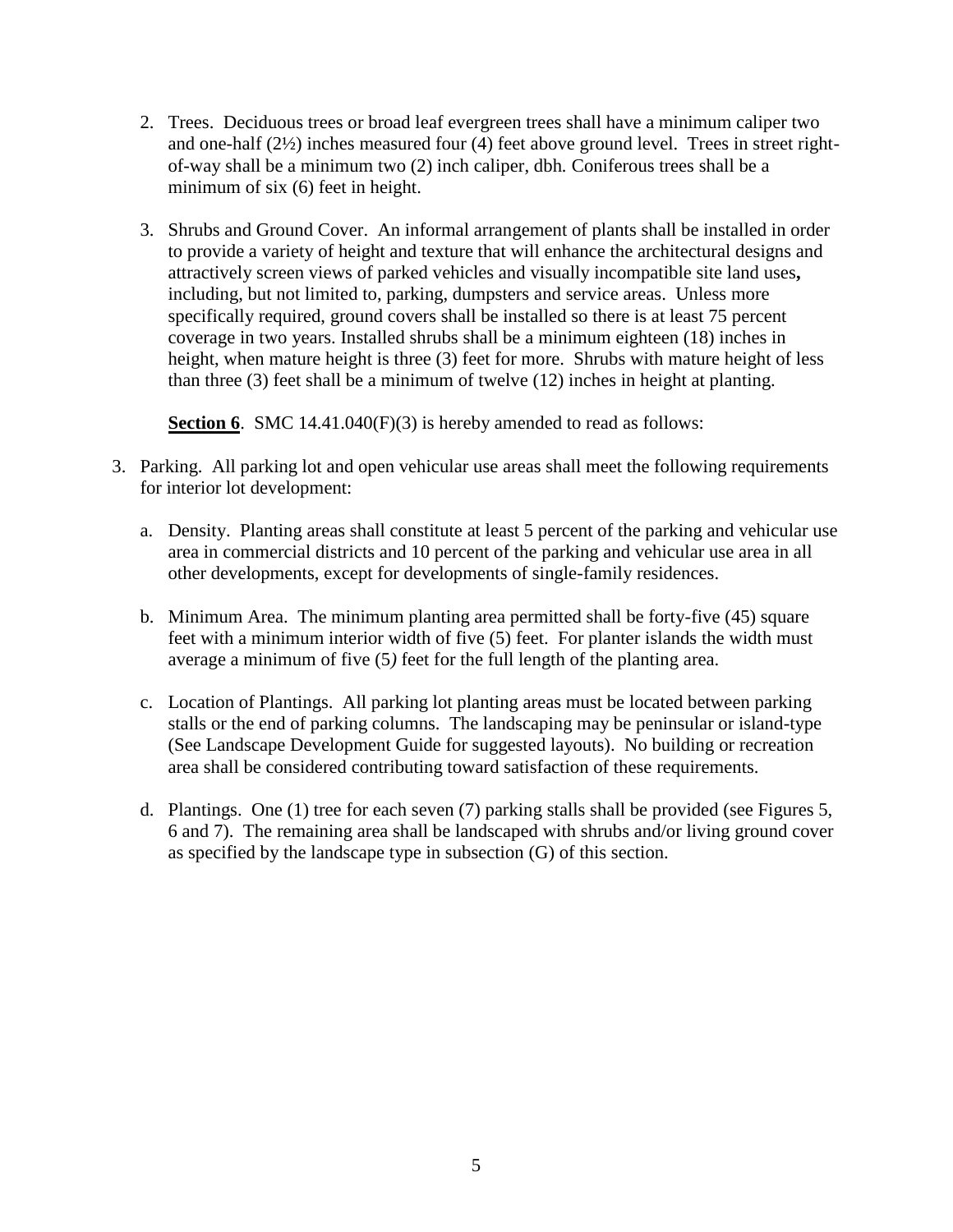2. Trees. Deciduous trees or broad leaf evergreen trees shall have a minimum caliper two and one-half (2½) inches measured four (4) feet above ground level. Trees in street right-of-way shall be a minimum two (2) inch caliper, dbh. Coniferous trees shall be a minimum of six (6) feet in height.

3. Shrubs and Ground Cover. An informal arrangement of plants shall be installed in order to provide a variety of height and texture that will enhance the architectural designs and attractively screen views of parked vehicles and visually incompatible site land uses**,** including, but not limited to, parking, dumpsters and service areas. Unless more specifically required, ground covers shall be installed so there is at least 75 percent coverage in two years. Installed shrubs shall be a minimum eighteen (18) inches in height, when mature height is three (3) feet for more. Shrubs with mature height of less than three (3) feet shall be a minimum of twelve (12) inches in height at planting.

**<u>Section 6</u>**. SMC 14.41.040(F)(3) is hereby amended to read as follows:

3. Parking. All parking lot and open vehicular use areas shall meet the following requirements for interior lot development:

   a. Density. Planting areas shall constitute at least 5 percent of the parking and vehicular use area in commercial districts and 10 percent of the parking and vehicular use area in all other developments, except for developments of single-family residences.

   b. Minimum Area. The minimum planting area permitted shall be forty-five (45) square feet with a minimum interior width of five (5) feet. For planter islands the width must average a minimum of five (5*)* feet for the full length of the planting area.

   c. Location of Plantings. All parking lot planting areas must be located between parking stalls or the end of parking columns. The landscaping may be peninsular or island-type (See Landscape Development Guide for suggested layouts). No building or recreation area shall be considered contributing toward satisfaction of these requirements.

   d. Plantings. One (1) tree for each seven (7) parking stalls shall be provided (see Figures 5, 6 and 7). The remaining area shall be landscaped with shrubs and/or living ground cover as specified by the landscape type in subsection (G) of this section.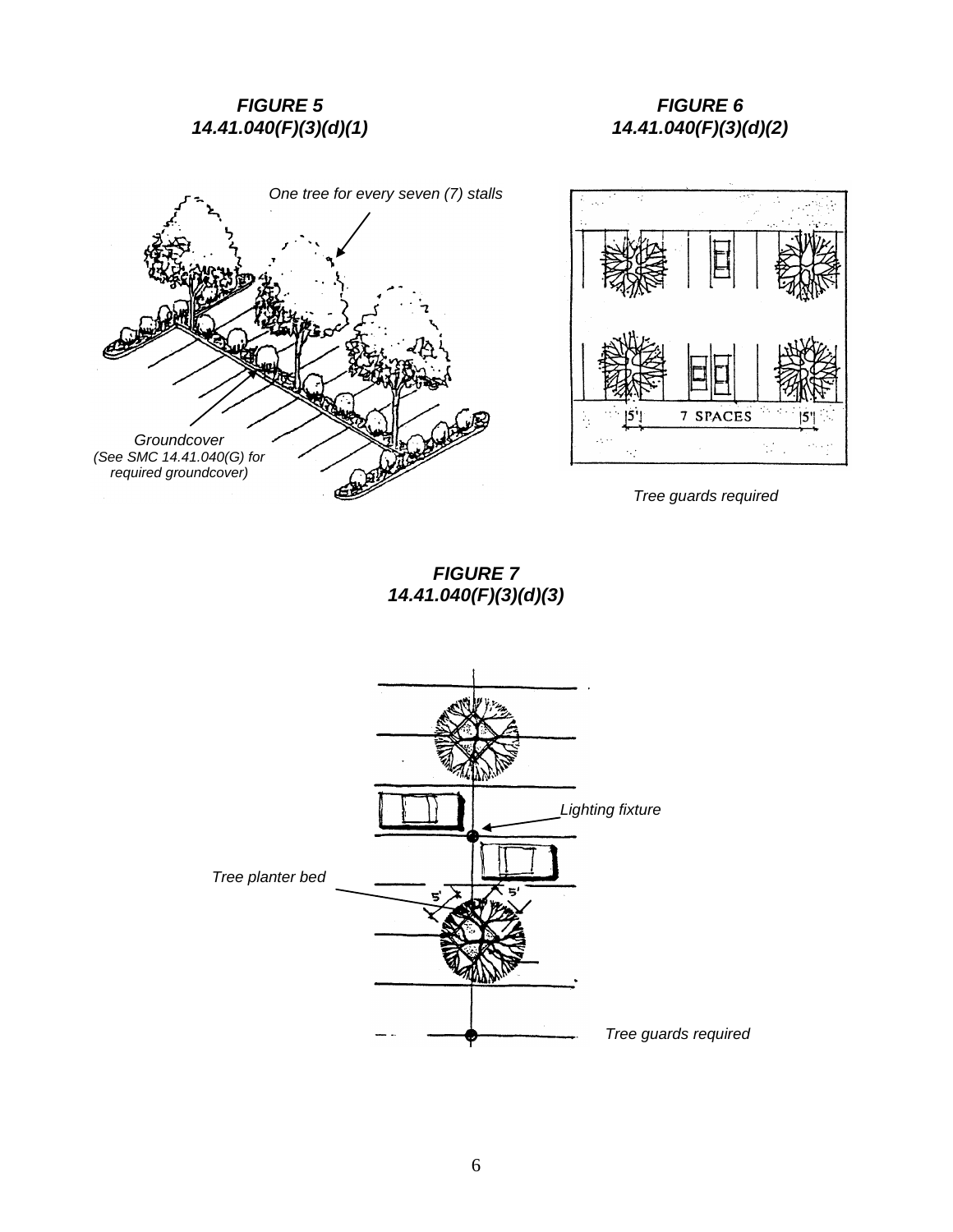***FIGURE 5***
***14.41.040(F)(3)(d)(1)***

*One tree for every seven (7) stalls*

*Groundcover*
*(See SMC 14.41.040(G) for required groundcover)*

***FIGURE 6***
***14.41.040(F)(3)(d)(2)***

5' 7 SPACES 5'

*Tree guards required*

***FIGURE 7***
***14.41.040(F)(3)(d)(3)***

*Lighting fixture*

*Tree planter bed*

5' 5'

*Tree guards required*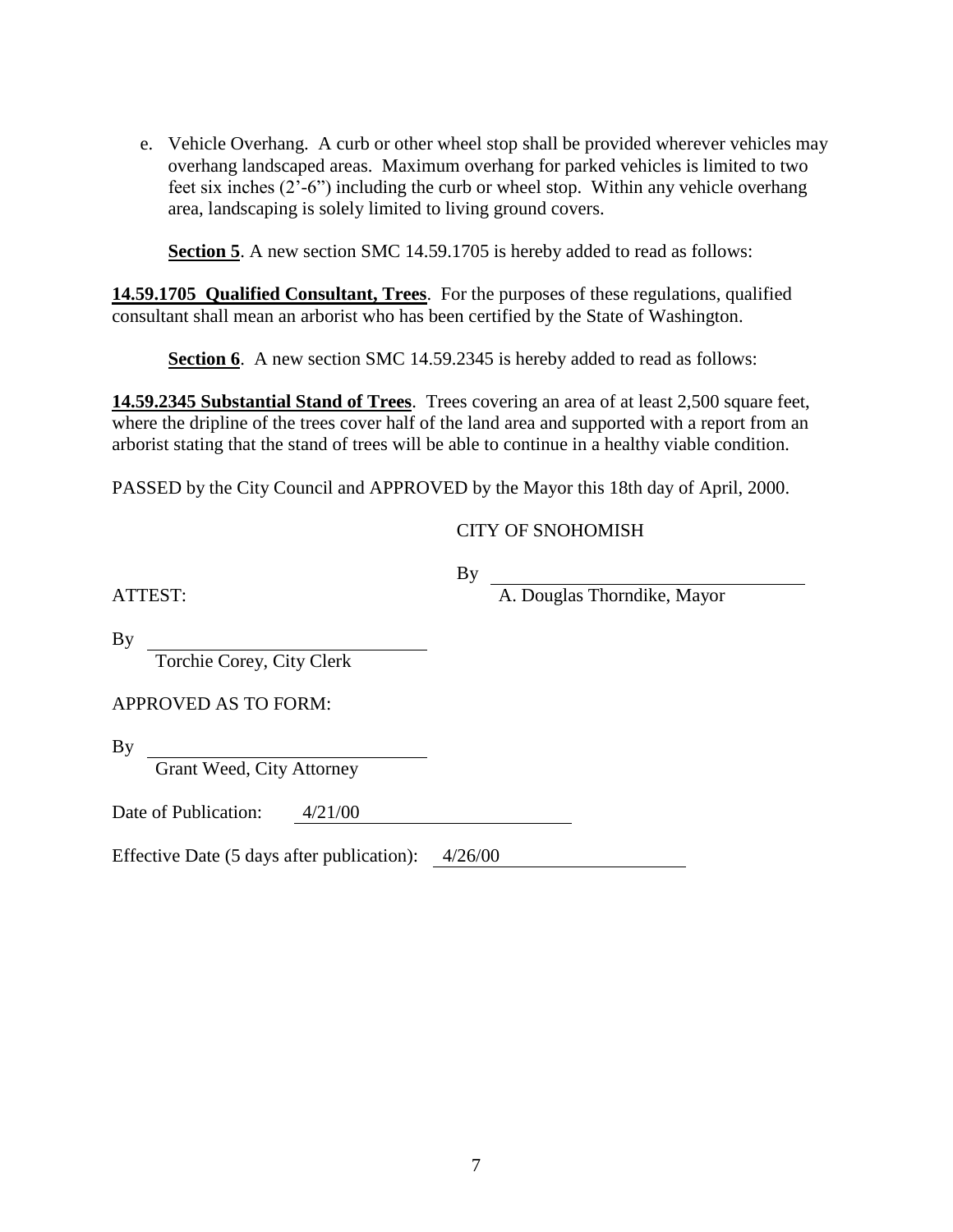e. Vehicle Overhang. A curb or other wheel stop shall be provided wherever vehicles may overhang landscaped areas. Maximum overhang for parked vehicles is limited to two feet six inches (2'-6") including the curb or wheel stop. Within any vehicle overhang area, landscaping is solely limited to living ground covers.

**Section 5**. A new section SMC 14.59.1705 is hereby added to read as follows:

**14.59.1705 Qualified Consultant, Trees**. For the purposes of these regulations, qualified consultant shall mean an arborist who has been certified by the State of Washington.

**Section 6**. A new section SMC 14.59.2345 is hereby added to read as follows:

**14.59.2345 Substantial Stand of Trees**. Trees covering an area of at least 2,500 square feet, where the dripline of the trees cover half of the land area and supported with a report from an arborist stating that the stand of trees will be able to continue in a healthy viable condition.

PASSED by the City Council and APPROVED by the Mayor this 18th day of April, 2000.

CITY OF SNOHOMISH

By \_\_\_\_\_\_\_\_\_\_\_\_\_\_\_\_\_\_\_\_\_\_\_\_\_\_\_\_\_\_
A. Douglas Thorndike, Mayor

ATTEST:

By \_\_\_\_\_\_\_\_\_\_\_\_\_\_\_\_\_\_\_\_\_\_\_\_\_\_\_\_\_\_
Torchie Corey, City Clerk

APPROVED AS TO FORM:

By \_\_\_\_\_\_\_\_\_\_\_\_\_\_\_\_\_\_\_\_\_\_\_\_\_\_\_\_\_\_
Grant Weed, City Attorney

Date of Publication: 4/21/00

Effective Date (5 days after publication): 4/26/00